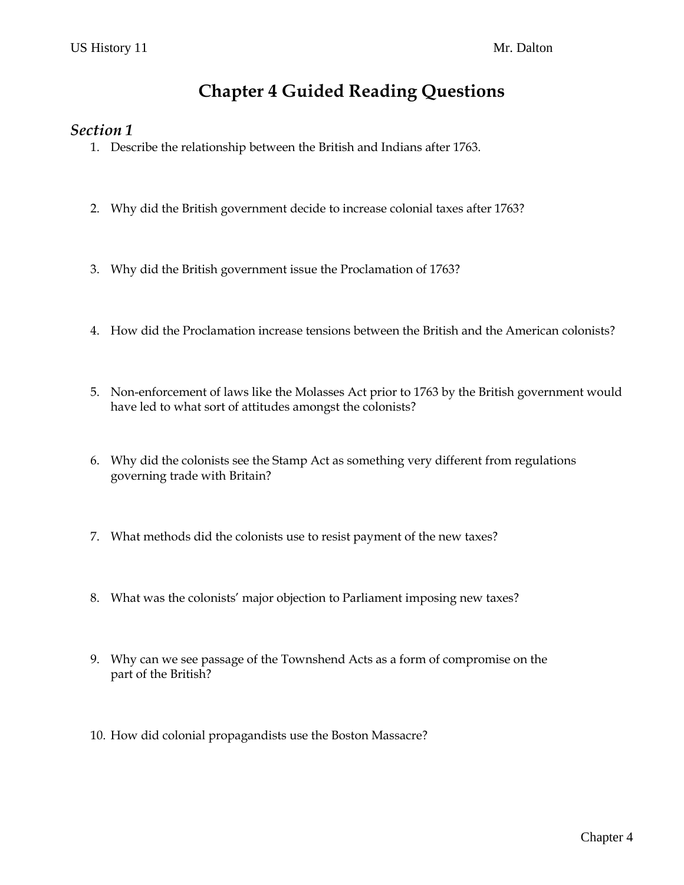US History 11 Mr. Dalton

# Chapter 4 Guided Reading Questions

## *Section 1*

1. Describe the relationship between the British and Indians after 1763.

2. Why did the British government decide to increase colonial taxes after 1763?

3. Why did the British government issue the Proclamation of 1763?

4. How did the Proclamation increase tensions between the British and the American colonists?

5. Non-enforcement of laws like the Molasses Act prior to 1763 by the British government would have led to what sort of attitudes amongst the colonists?

6. Why did the colonists see the Stamp Act as something very different from regulations governing trade with Britain?

7. What methods did the colonists use to resist payment of the new taxes?

8. What was the colonists' major objection to Parliament imposing new taxes?

9. Why can we see passage of the Townshend Acts as a form of compromise on the part of the British?

10. How did colonial propagandists use the Boston Massacre?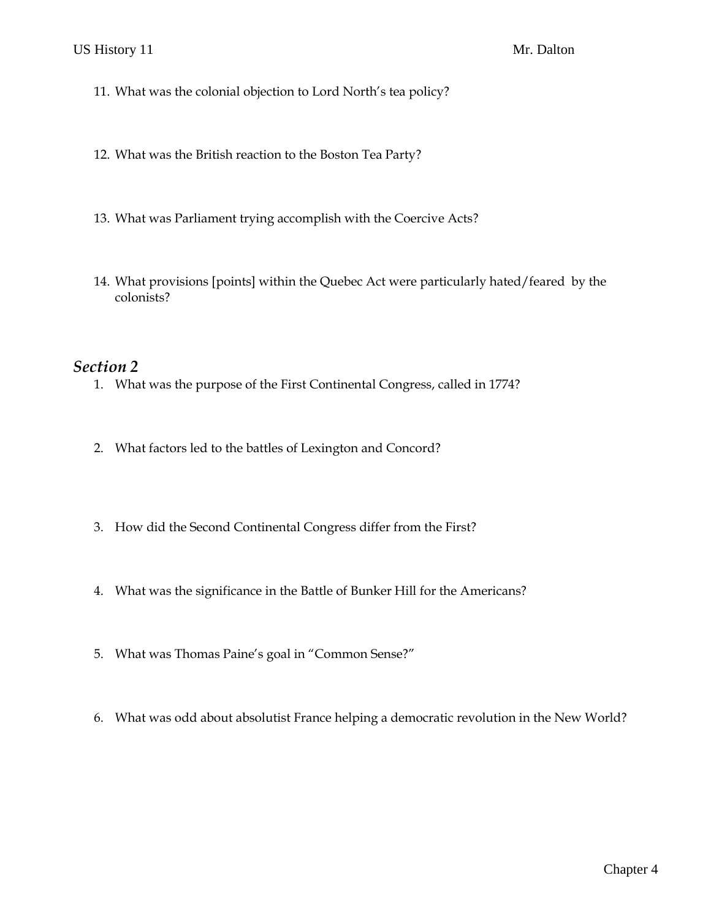11. What was the colonial objection to Lord North's tea policy?

12. What was the British reaction to the Boston Tea Party?

13. What was Parliament trying accomplish with the Coercive Acts?

14. What provisions [points] within the Quebec Act were particularly hated/feared by the colonists?

## *Section 2*

1. What was the purpose of the First Continental Congress, called in 1774?

2. What factors led to the battles of Lexington and Concord?

3. How did the Second Continental Congress differ from the First?

4. What was the significance in the Battle of Bunker Hill for the Americans?

5. What was Thomas Paine's goal in "Common Sense?"

6. What was odd about absolutist France helping a democratic revolution in the New World?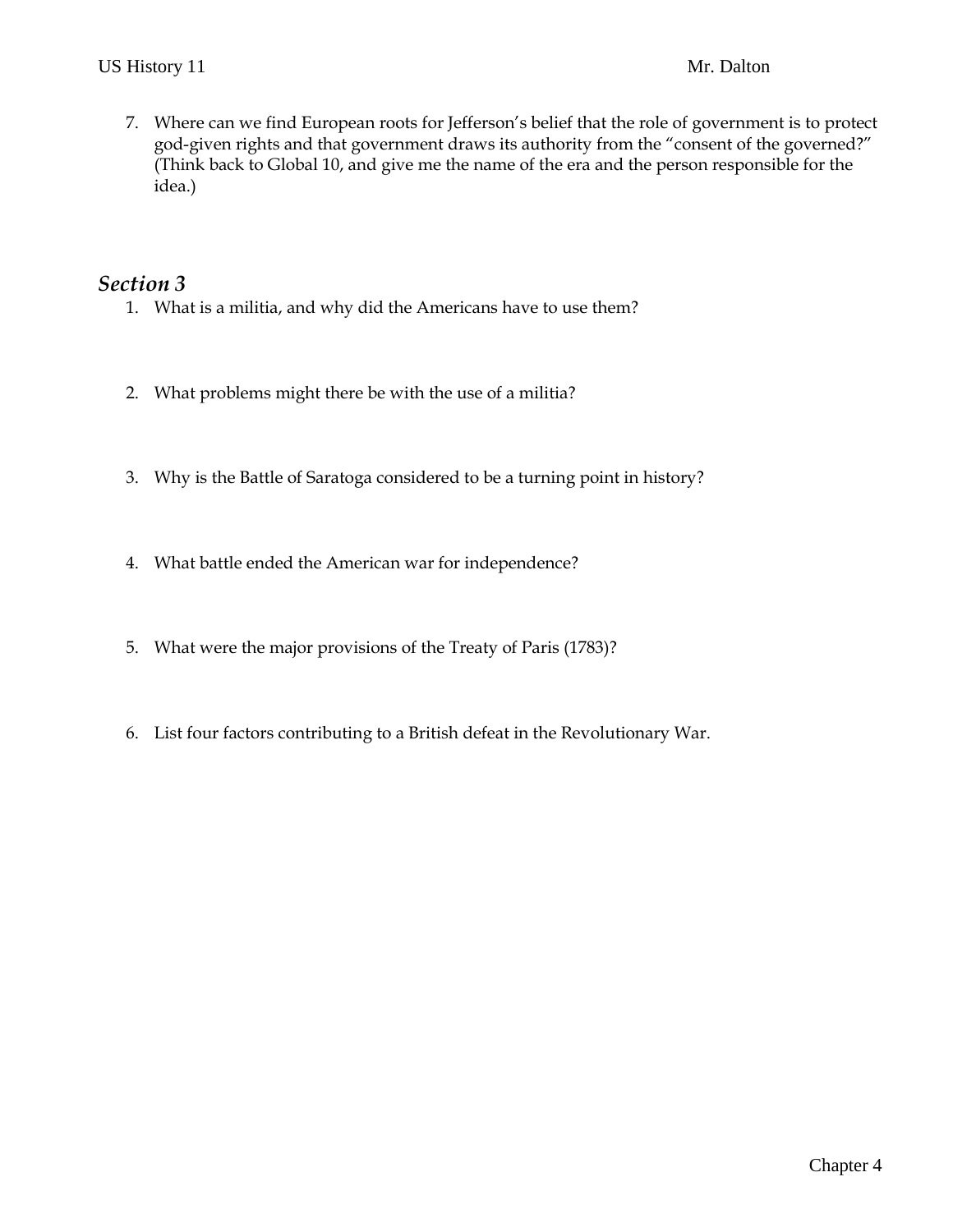7. Where can we find European roots for Jefferson's belief that the role of government is to protect god-given rights and that government draws its authority from the "consent of the governed?" (Think back to Global 10, and give me the name of the era and the person responsible for the idea.)

## *Section 3*

1. What is a militia, and why did the Americans have to use them?

2. What problems might there be with the use of a militia?

3. Why is the Battle of Saratoga considered to be a turning point in history?

4. What battle ended the American war for independence?

5. What were the major provisions of the Treaty of Paris (1783)?

6. List four factors contributing to a British defeat in the Revolutionary War.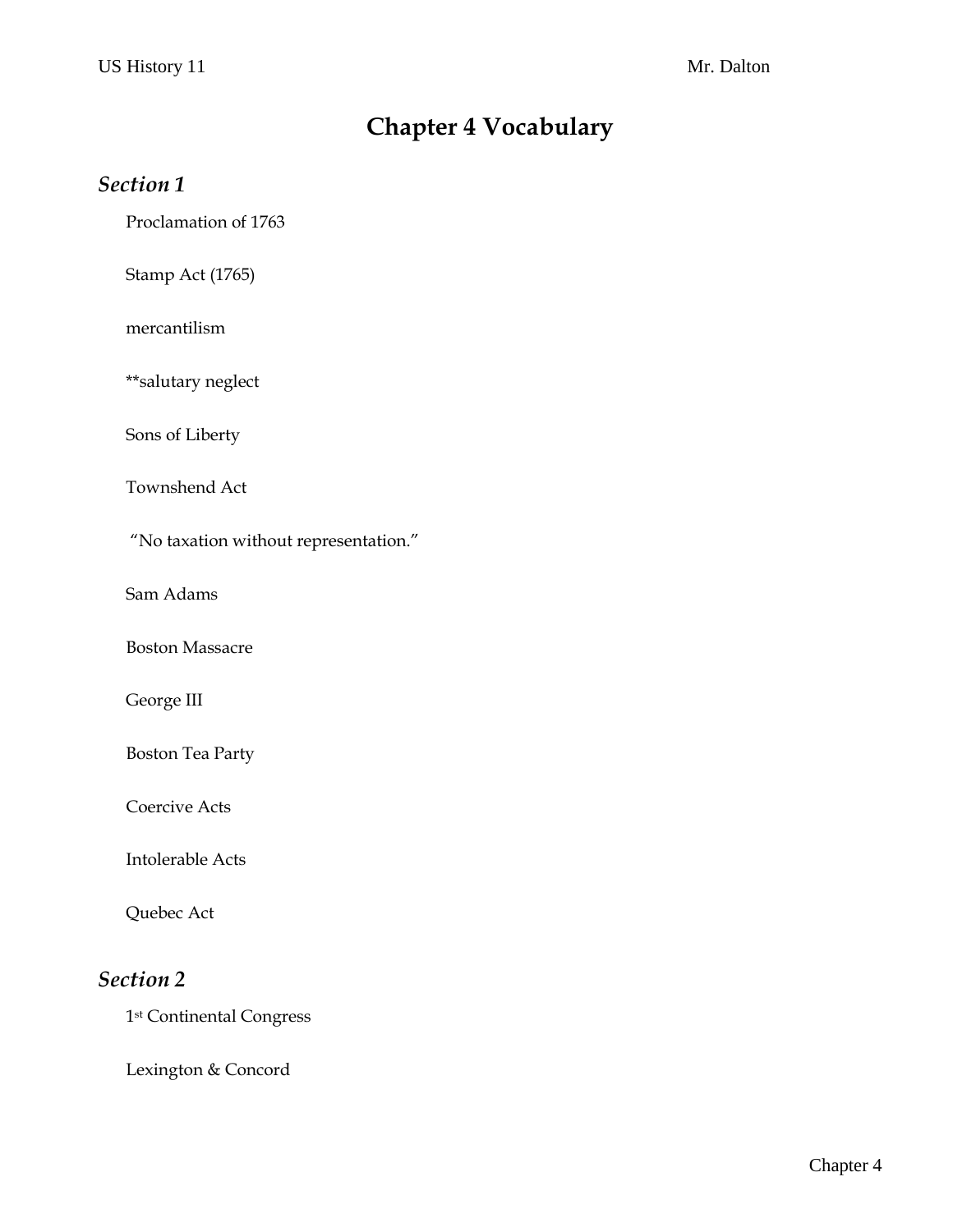# Chapter 4 Vocabulary

## *Section 1*

Proclamation of 1763

Stamp Act (1765)

mercantilism

**salutary neglect

Sons of Liberty

Townshend Act

"No taxation without representation."

Sam Adams

Boston Massacre

George III

Boston Tea Party

Coercive Acts

Intolerable Acts

Quebec Act

## *Section 2*

1st Continental Congress

Lexington & Concord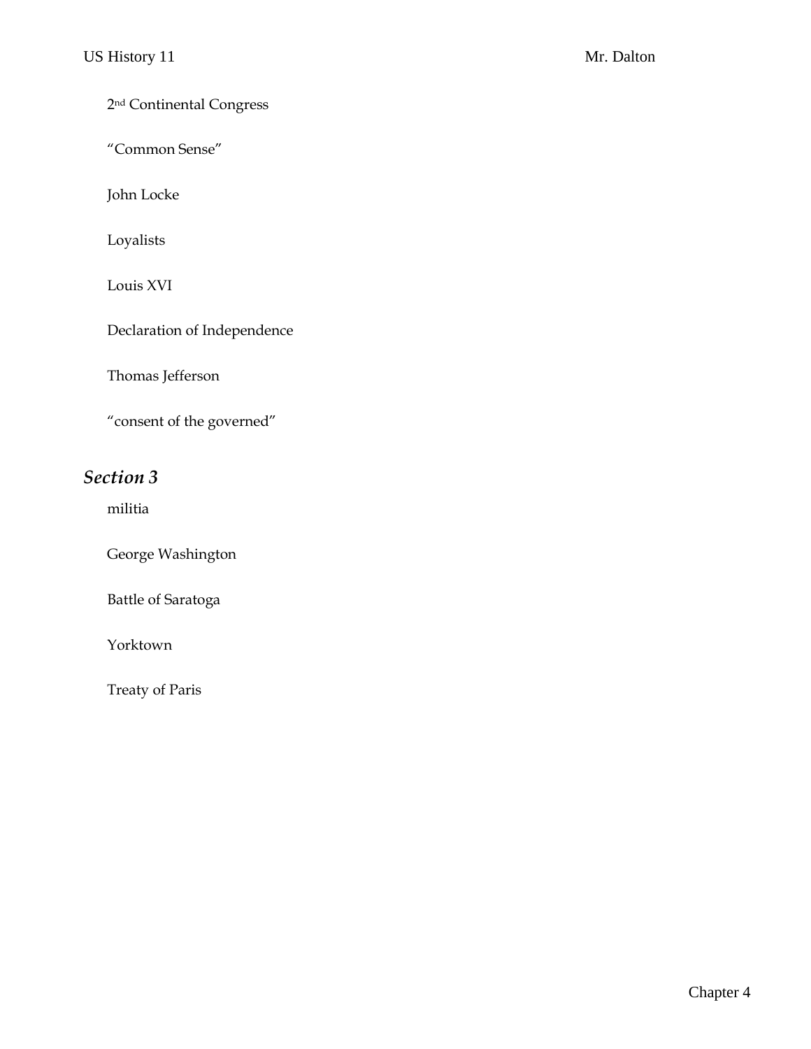2nd Continental Congress

"Common Sense"

John Locke

Loyalists

Louis XVI

Declaration of Independence

Thomas Jefferson

"consent of the governed"

## *Section 3*

militia

George Washington

Battle of Saratoga

Yorktown

Treaty of Paris